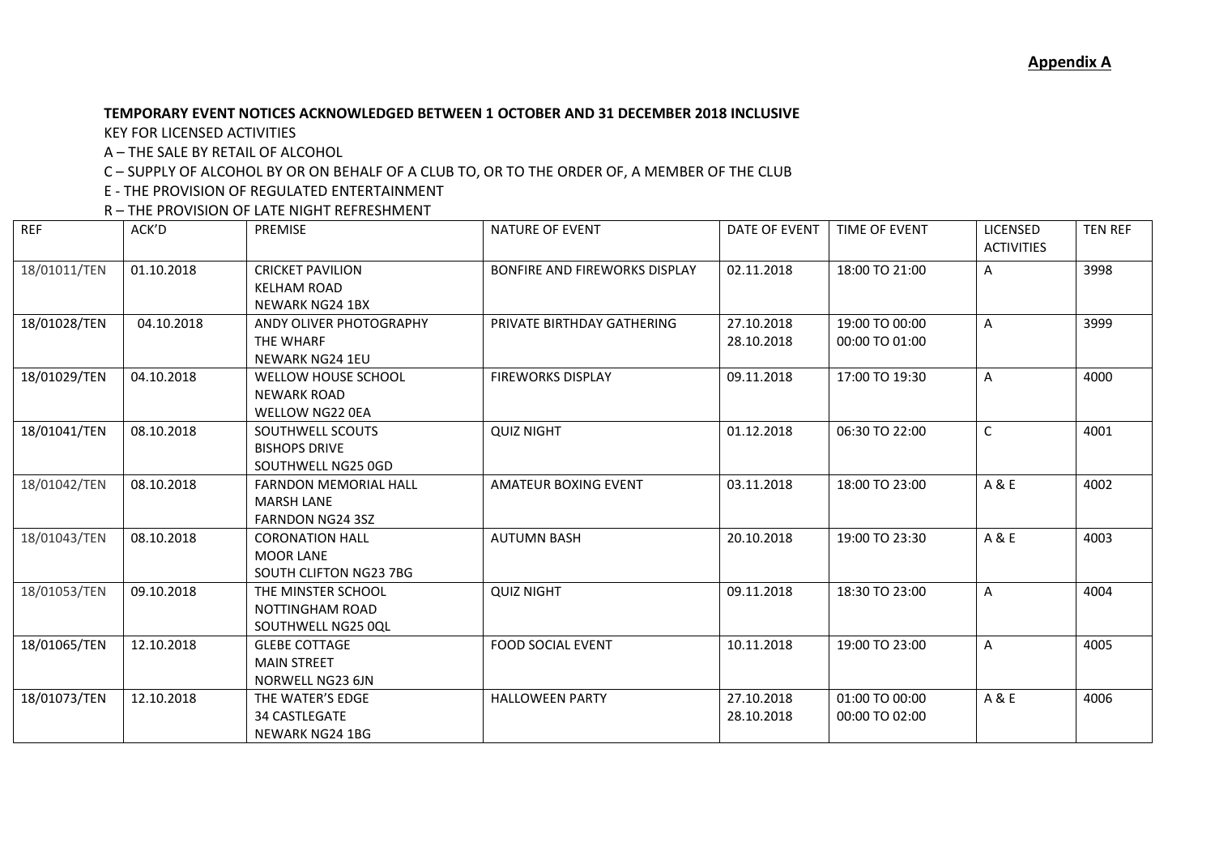**Appendix A**

**TEMPORARY EVENT NOTICES ACKNOWLEDGED BETWEEN 1 OCTOBER AND 31 DECEMBER 2018 INCLUSIVE**

KEY FOR LICENSED ACTIVITIES

A – THE SALE BY RETAIL OF ALCOHOL

C – SUPPLY OF ALCOHOL BY OR ON BEHALF OF A CLUB TO, OR TO THE ORDER OF, A MEMBER OF THE CLUB

E - THE PROVISION OF REGULATED ENTERTAINMENT

R – THE PROVISION OF LATE NIGHT REFRESHMENT

| REF | ACK'D | PREMISE | NATURE OF EVENT | DATE OF EVENT | TIME OF EVENT | LICENSED ACTIVITIES | TEN REF |
|---|---|---|---|---|---|---|---|
| 18/01011/TEN | 01.10.2018 | CRICKET PAVILION<br>KELHAM ROAD<br>NEWARK NG24 1BX | BONFIRE AND FIREWORKS DISPLAY | 02.11.2018 | 18:00 TO 21:00 | A | 3998 |
| 18/01028/TEN | 04.10.2018 | ANDY OLIVER PHOTOGRAPHY<br>THE WHARF<br>NEWARK NG24 1EU | PRIVATE BIRTHDAY GATHERING | 27.10.2018<br>28.10.2018 | 19:00 TO 00:00<br>00:00 TO 01:00 | A | 3999 |
| 18/01029/TEN | 04.10.2018 | WELLOW HOUSE SCHOOL<br>NEWARK ROAD<br>WELLOW NG22 0EA | FIREWORKS DISPLAY | 09.11.2018 | 17:00 TO 19:30 | A | 4000 |
| 18/01041/TEN | 08.10.2018 | SOUTHWELL SCOUTS<br>BISHOPS DRIVE<br>SOUTHWELL NG25 0GD | QUIZ NIGHT | 01.12.2018 | 06:30 TO 22:00 | C | 4001 |
| 18/01042/TEN | 08.10.2018 | FARNDON MEMORIAL HALL<br>MARSH LANE<br>FARNDON NG24 3SZ | AMATEUR BOXING EVENT | 03.11.2018 | 18:00 TO 23:00 | A & E | 4002 |
| 18/01043/TEN | 08.10.2018 | CORONATION HALL<br>MOOR LANE<br>SOUTH CLIFTON NG23 7BG | AUTUMN BASH | 20.10.2018 | 19:00 TO 23:30 | A & E | 4003 |
| 18/01053/TEN | 09.10.2018 | THE MINSTER SCHOOL<br>NOTTINGHAM ROAD<br>SOUTHWELL NG25 0QL | QUIZ NIGHT | 09.11.2018 | 18:30 TO 23:00 | A | 4004 |
| 18/01065/TEN | 12.10.2018 | GLEBE COTTAGE<br>MAIN STREET<br>NORWELL NG23 6JN | FOOD SOCIAL EVENT | 10.11.2018 | 19:00 TO 23:00 | A | 4005 |
| 18/01073/TEN | 12.10.2018 | THE WATER'S EDGE<br>34 CASTLEGATE<br>NEWARK NG24 1BG | HALLOWEEN PARTY | 27.10.2018<br>28.10.2018 | 01:00 TO 00:00<br>00:00 TO 02:00 | A & E | 4006 |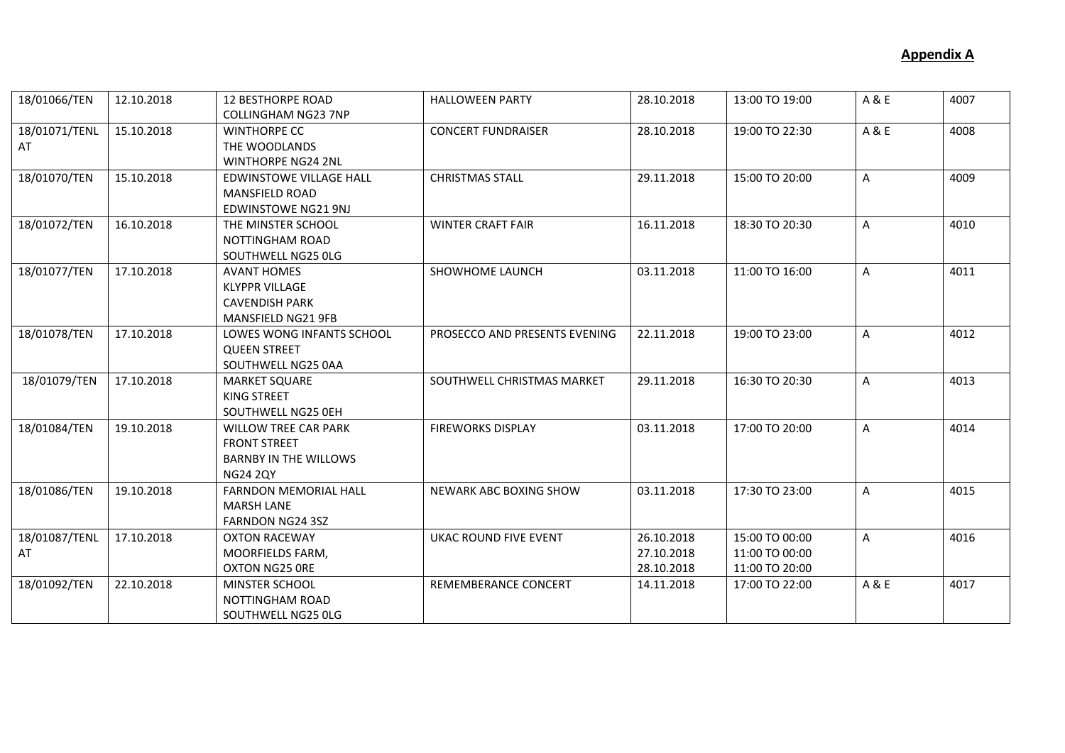**Appendix A**

| | | | | | | | |
|---|---|---|---|---|---|---|---|
| 18/01066/TEN | 12.10.2018 | 12 BESTHORPE ROAD<br>COLLINGHAM NG23 7NP | HALLOWEEN PARTY | 28.10.2018 | 13:00 TO 19:00 | A & E | 4007 |
| 18/01071/TENLAT | 15.10.2018 | WINTHORPE CC<br>THE WOODLANDS<br>WINTHORPE NG24 2NL | CONCERT FUNDRAISER | 28.10.2018 | 19:00 TO 22:30 | A & E | 4008 |
| 18/01070/TEN | 15.10.2018 | EDWINSTOWE VILLAGE HALL<br>MANSFIELD ROAD<br>EDWINSTOWE NG21 9NJ | CHRISTMAS STALL | 29.11.2018 | 15:00 TO 20:00 | A | 4009 |
| 18/01072/TEN | 16.10.2018 | THE MINSTER SCHOOL<br>NOTTINGHAM ROAD<br>SOUTHWELL NG25 0LG | WINTER CRAFT FAIR | 16.11.2018 | 18:30 TO 20:30 | A | 4010 |
| 18/01077/TEN | 17.10.2018 | AVANT HOMES<br>KLYPPR VILLAGE<br>CAVENDISH PARK<br>MANSFIELD NG21 9FB | SHOWHOME LAUNCH | 03.11.2018 | 11:00 TO 16:00 | A | 4011 |
| 18/01078/TEN | 17.10.2018 | LOWES WONG INFANTS SCHOOL<br>QUEEN STREET<br>SOUTHWELL NG25 0AA | PROSECCO AND PRESENTS EVENING | 22.11.2018 | 19:00 TO 23:00 | A | 4012 |
| 18/01079/TEN | 17.10.2018 | MARKET SQUARE<br>KING STREET<br>SOUTHWELL NG25 0EH | SOUTHWELL CHRISTMAS MARKET | 29.11.2018 | 16:30 TO 20:30 | A | 4013 |
| 18/01084/TEN | 19.10.2018 | WILLOW TREE CAR PARK<br>FRONT STREET<br>BARNBY IN THE WILLOWS<br>NG24 2QY | FIREWORKS DISPLAY | 03.11.2018 | 17:00 TO 20:00 | A | 4014 |
| 18/01086/TEN | 19.10.2018 | FARNDON MEMORIAL HALL<br>MARSH LANE<br>FARNDON NG24 3SZ | NEWARK ABC BOXING SHOW | 03.11.2018 | 17:30 TO 23:00 | A | 4015 |
| 18/01087/TENLAT | 17.10.2018 | OXTON RACEWAY<br>MOORFIELDS FARM,<br>OXTON NG25 0RE | UKAC ROUND FIVE EVENT | 26.10.2018<br>27.10.2018<br>28.10.2018 | 15:00 TO 00:00<br>11:00 TO 00:00<br>11:00 TO 20:00 | A | 4016 |
| 18/01092/TEN | 22.10.2018 | MINSTER SCHOOL<br>NOTTINGHAM ROAD<br>SOUTHWELL NG25 0LG | REMEMBERANCE CONCERT | 14.11.2018 | 17:00 TO 22:00 | A & E | 4017 |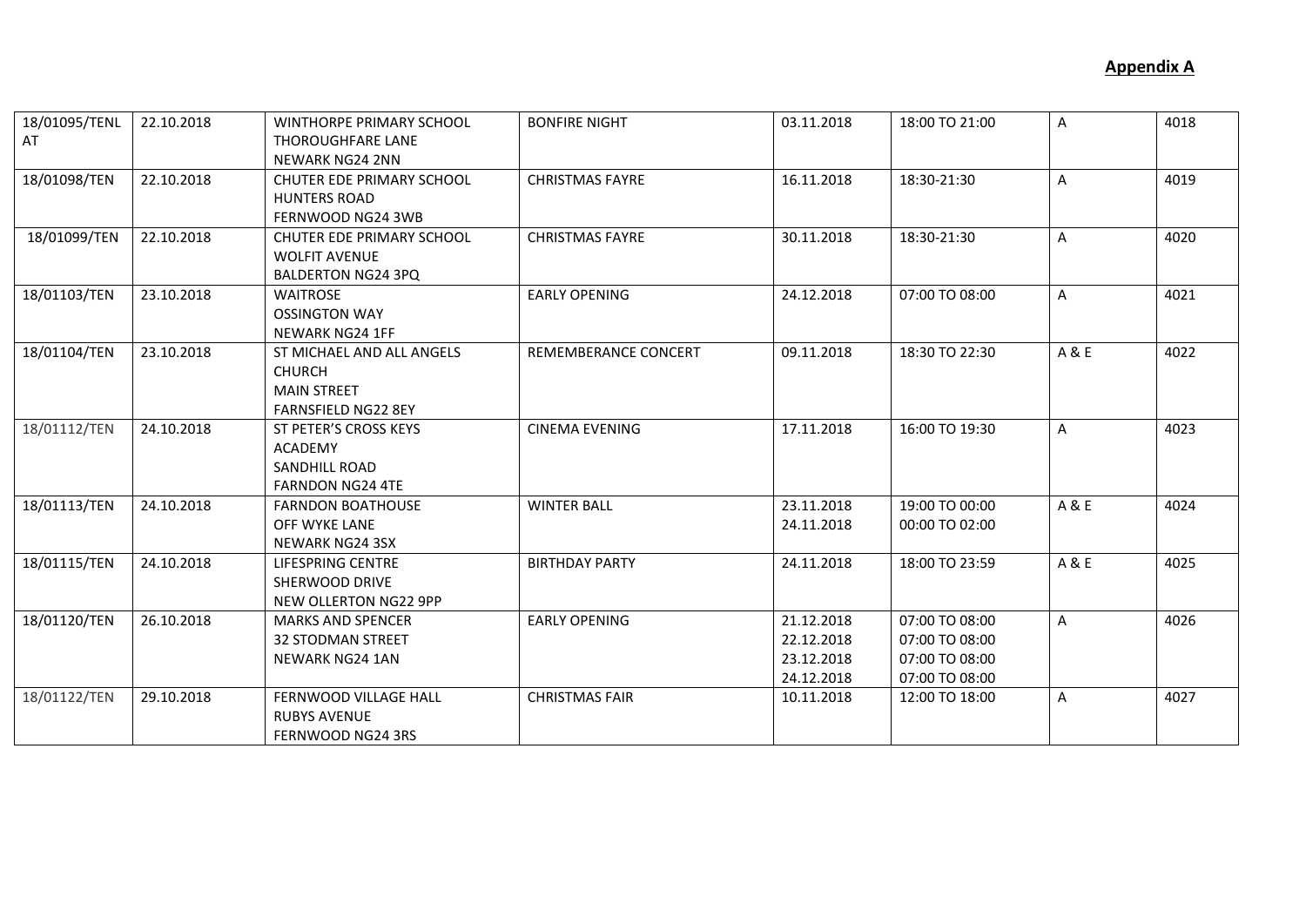**Appendix A**

| | | | | | | | |
|---|---|---|---|---|---|---|---|
| 18/01095/TENLAT | 22.10.2018 | WINTHORPE PRIMARY SCHOOL THOROUGHFARE LANE NEWARK NG24 2NN | BONFIRE NIGHT | 03.11.2018 | 18:00 TO 21:00 | A | 4018 |
| 18/01098/TEN | 22.10.2018 | CHUTER EDE PRIMARY SCHOOL HUNTERS ROAD FERNWOOD NG24 3WB | CHRISTMAS FAYRE | 16.11.2018 | 18:30-21:30 | A | 4019 |
| 18/01099/TEN | 22.10.2018 | CHUTER EDE PRIMARY SCHOOL WOLFIT AVENUE BALDERTON NG24 3PQ | CHRISTMAS FAYRE | 30.11.2018 | 18:30-21:30 | A | 4020 |
| 18/01103/TEN | 23.10.2018 | WAITROSE OSSINGTON WAY NEWARK NG24 1FF | EARLY OPENING | 24.12.2018 | 07:00 TO 08:00 | A | 4021 |
| 18/01104/TEN | 23.10.2018 | ST MICHAEL AND ALL ANGELS CHURCH MAIN STREET FARNSFIELD NG22 8EY | REMEMBERANCE CONCERT | 09.11.2018 | 18:30 TO 22:30 | A & E | 4022 |
| 18/01112/TEN | 24.10.2018 | ST PETER'S CROSS KEYS ACADEMY SANDHILL ROAD FARNDON NG24 4TE | CINEMA EVENING | 17.11.2018 | 16:00 TO 19:30 | A | 4023 |
| 18/01113/TEN | 24.10.2018 | FARNDON BOATHOUSE OFF WYKE LANE NEWARK NG24 3SX | WINTER BALL | 23.11.2018<br>24.11.2018 | 19:00 TO 00:00<br>00:00 TO 02:00 | A & E | 4024 |
| 18/01115/TEN | 24.10.2018 | LIFESPRING CENTRE SHERWOOD DRIVE NEW OLLERTON NG22 9PP | BIRTHDAY PARTY | 24.11.2018 | 18:00 TO 23:59 | A & E | 4025 |
| 18/01120/TEN | 26.10.2018 | MARKS AND SPENCER 32 STODMAN STREET NEWARK NG24 1AN | EARLY OPENING | 21.12.2018<br>22.12.2018<br>23.12.2018<br>24.12.2018 | 07:00 TO 08:00<br>07:00 TO 08:00<br>07:00 TO 08:00<br>07:00 TO 08:00 | A | 4026 |
| 18/01122/TEN | 29.10.2018 | FERNWOOD VILLAGE HALL RUBYS AVENUE FERNWOOD NG24 3RS | CHRISTMAS FAIR | 10.11.2018 | 12:00 TO 18:00 | A | 4027 |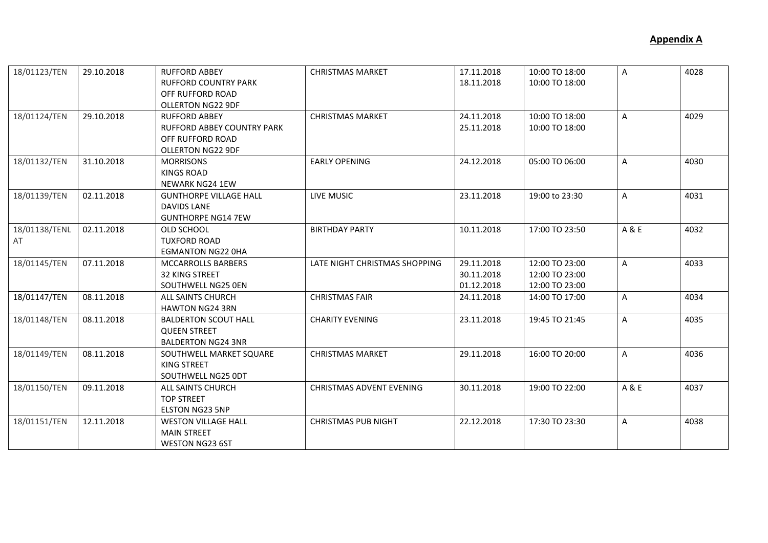**Appendix A**

| | | | | | | | |
|---|---|---|---|---|---|---|---|
| 18/01123/TEN | 29.10.2018 | RUFFORD ABBEY<br>RUFFORD COUNTRY PARK<br>OFF RUFFORD ROAD<br>OLLERTON NG22 9DF | CHRISTMAS MARKET | 17.11.2018<br>18.11.2018 | 10:00 TO 18:00<br>10:00 TO 18:00 | A | 4028 |
| 18/01124/TEN | 29.10.2018 | RUFFORD ABBEY<br>RUFFORD ABBEY COUNTRY PARK<br>OFF RUFFORD ROAD<br>OLLERTON NG22 9DF | CHRISTMAS MARKET | 24.11.2018<br>25.11.2018 | 10:00 TO 18:00<br>10:00 TO 18:00 | A | 4029 |
| 18/01132/TEN | 31.10.2018 | MORRISONS<br>KINGS ROAD<br>NEWARK NG24 1EW | EARLY OPENING | 24.12.2018 | 05:00 TO 06:00 | A | 4030 |
| 18/01139/TEN | 02.11.2018 | GUNTHORPE VILLAGE HALL<br>DAVIDS LANE<br>GUNTHORPE NG14 7EW | LIVE MUSIC | 23.11.2018 | 19:00 to 23:30 | A | 4031 |
| 18/01138/TENLAT | 02.11.2018 | OLD SCHOOL<br>TUXFORD ROAD<br>EGMANTON NG22 0HA | BIRTHDAY PARTY | 10.11.2018 | 17:00 TO 23:50 | A & E | 4032 |
| 18/01145/TEN | 07.11.2018 | MCCARROLLS BARBERS<br>32 KING STREET<br>SOUTHWELL NG25 0EN | LATE NIGHT CHRISTMAS SHOPPING | 29.11.2018<br>30.11.2018<br>01.12.2018 | 12:00 TO 23:00<br>12:00 TO 23:00<br>12:00 TO 23:00 | A | 4033 |
| 18/01147/TEN | 08.11.2018 | ALL SAINTS CHURCH<br>HAWTON NG24 3RN | CHRISTMAS FAIR | 24.11.2018 | 14:00 TO 17:00 | A | 4034 |
| 18/01148/TEN | 08.11.2018 | BALDERTON SCOUT HALL<br>QUEEN STREET<br>BALDERTON NG24 3NR | CHARITY EVENING | 23.11.2018 | 19:45 TO 21:45 | A | 4035 |
| 18/01149/TEN | 08.11.2018 | SOUTHWELL MARKET SQUARE<br>KING STREET<br>SOUTHWELL NG25 0DT | CHRISTMAS MARKET | 29.11.2018 | 16:00 TO 20:00 | A | 4036 |
| 18/01150/TEN | 09.11.2018 | ALL SAINTS CHURCH<br>TOP STREET<br>ELSTON NG23 5NP | CHRISTMAS ADVENT EVENING | 30.11.2018 | 19:00 TO 22:00 | A & E | 4037 |
| 18/01151/TEN | 12.11.2018 | WESTON VILLAGE HALL<br>MAIN STREET<br>WESTON NG23 6ST | CHRISTMAS PUB NIGHT | 22.12.2018 | 17:30 TO 23:30 | A | 4038 |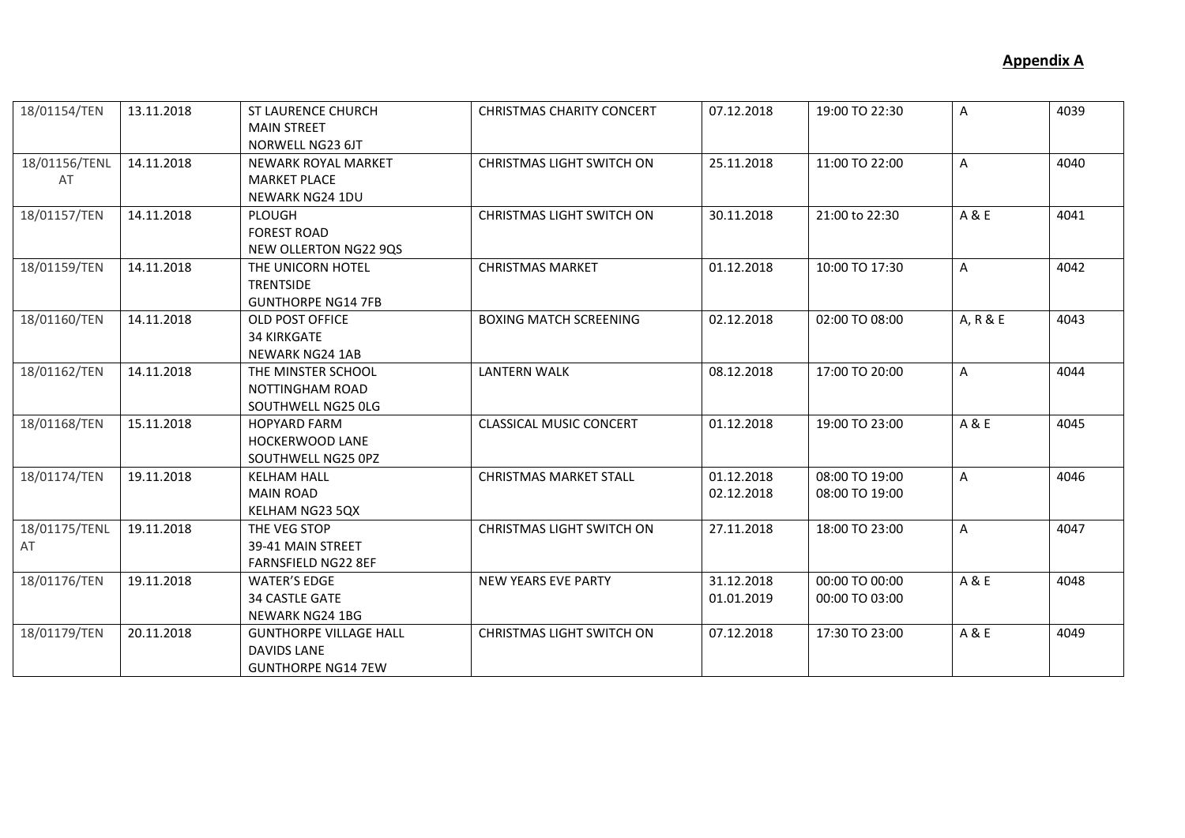**Appendix A**

| | | | | | | | |
|---|---|---|---|---|---|---|---|
| 18/01154/TEN | 13.11.2018 | ST LAURENCE CHURCH<br>MAIN STREET<br>NORWELL NG23 6JT | CHRISTMAS CHARITY CONCERT | 07.12.2018 | 19:00 TO 22:30 | A | 4039 |
| 18/01156/TENLAT | 14.11.2018 | NEWARK ROYAL MARKET<br>MARKET PLACE<br>NEWARK NG24 1DU | CHRISTMAS LIGHT SWITCH ON | 25.11.2018 | 11:00 TO 22:00 | A | 4040 |
| 18/01157/TEN | 14.11.2018 | PLOUGH<br>FOREST ROAD<br>NEW OLLERTON NG22 9QS | CHRISTMAS LIGHT SWITCH ON | 30.11.2018 | 21:00 to 22:30 | A & E | 4041 |
| 18/01159/TEN | 14.11.2018 | THE UNICORN HOTEL<br>TRENTSIDE<br>GUNTHORPE NG14 7FB | CHRISTMAS MARKET | 01.12.2018 | 10:00 TO 17:30 | A | 4042 |
| 18/01160/TEN | 14.11.2018 | OLD POST OFFICE<br>34 KIRKGATE<br>NEWARK NG24 1AB | BOXING MATCH SCREENING | 02.12.2018 | 02:00 TO 08:00 | A, R & E | 4043 |
| 18/01162/TEN | 14.11.2018 | THE MINSTER SCHOOL<br>NOTTINGHAM ROAD<br>SOUTHWELL NG25 0LG | LANTERN WALK | 08.12.2018 | 17:00 TO 20:00 | A | 4044 |
| 18/01168/TEN | 15.11.2018 | HOPYARD FARM<br>HOCKERWOOD LANE<br>SOUTHWELL NG25 0PZ | CLASSICAL MUSIC CONCERT | 01.12.2018 | 19:00 TO 23:00 | A & E | 4045 |
| 18/01174/TEN | 19.11.2018 | KELHAM HALL<br>MAIN ROAD<br>KELHAM NG23 5QX | CHRISTMAS MARKET STALL | 01.12.2018<br>02.12.2018 | 08:00 TO 19:00<br>08:00 TO 19:00 | A | 4046 |
| 18/01175/TENLAT | 19.11.2018 | THE VEG STOP<br>39-41 MAIN STREET<br>FARNSFIELD NG22 8EF | CHRISTMAS LIGHT SWITCH ON | 27.11.2018 | 18:00 TO 23:00 | A | 4047 |
| 18/01176/TEN | 19.11.2018 | WATER'S EDGE<br>34 CASTLE GATE<br>NEWARK NG24 1BG | NEW YEARS EVE PARTY | 31.12.2018<br>01.01.2019 | 00:00 TO 00:00<br>00:00 TO 03:00 | A & E | 4048 |
| 18/01179/TEN | 20.11.2018 | GUNTHORPE VILLAGE HALL<br>DAVIDS LANE<br>GUNTHORPE NG14 7EW | CHRISTMAS LIGHT SWITCH ON | 07.12.2018 | 17:30 TO 23:00 | A & E | 4049 |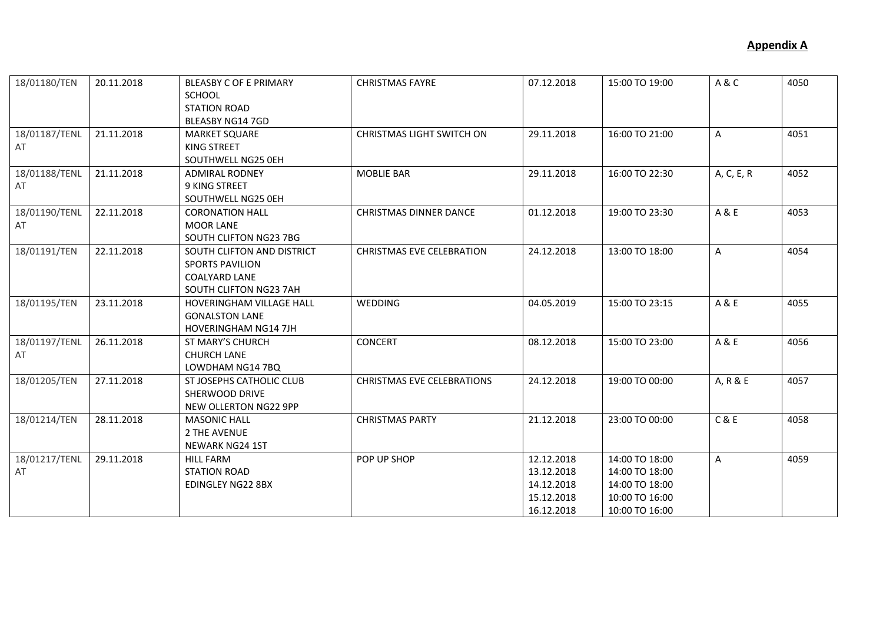**Appendix A**

| | | | | | | | |
|---|---|---|---|---|---|---|---|
| 18/01180/TEN | 20.11.2018 | BLEASBY C OF E PRIMARY SCHOOL<br>STATION ROAD<br>BLEASBY NG14 7GD | CHRISTMAS FAYRE | 07.12.2018 | 15:00 TO 19:00 | A & C | 4050 |
| 18/01187/TENLAT | 21.11.2018 | MARKET SQUARE<br>KING STREET<br>SOUTHWELL NG25 0EH | CHRISTMAS LIGHT SWITCH ON | 29.11.2018 | 16:00 TO 21:00 | A | 4051 |
| 18/01188/TENLAT | 21.11.2018 | ADMIRAL RODNEY<br>9 KING STREET<br>SOUTHWELL NG25 0EH | MOBLIE BAR | 29.11.2018 | 16:00 TO 22:30 | A, C, E, R | 4052 |
| 18/01190/TENLAT | 22.11.2018 | CORONATION HALL<br>MOOR LANE<br>SOUTH CLIFTON NG23 7BG | CHRISTMAS DINNER DANCE | 01.12.2018 | 19:00 TO 23:30 | A & E | 4053 |
| 18/01191/TEN | 22.11.2018 | SOUTH CLIFTON AND DISTRICT SPORTS PAVILION<br>COALYARD LANE<br>SOUTH CLIFTON NG23 7AH | CHRISTMAS EVE CELEBRATION | 24.12.2018 | 13:00 TO 18:00 | A | 4054 |
| 18/01195/TEN | 23.11.2018 | HOVERINGHAM VILLAGE HALL<br>GONALSTON LANE<br>HOVERINGHAM NG14 7JH | WEDDING | 04.05.2019 | 15:00 TO 23:15 | A & E | 4055 |
| 18/01197/TENLAT | 26.11.2018 | ST MARY'S CHURCH<br>CHURCH LANE<br>LOWDHAM NG14 7BQ | CONCERT | 08.12.2018 | 15:00 TO 23:00 | A & E | 4056 |
| 18/01205/TEN | 27.11.2018 | ST JOSEPHS CATHOLIC CLUB<br>SHERWOOD DRIVE<br>NEW OLLERTON NG22 9PP | CHRISTMAS EVE CELEBRATIONS | 24.12.2018 | 19:00 TO 00:00 | A, R & E | 4057 |
| 18/01214/TEN | 28.11.2018 | MASONIC HALL<br>2 THE AVENUE<br>NEWARK NG24 1ST | CHRISTMAS PARTY | 21.12.2018 | 23:00 TO 00:00 | C & E | 4058 |
| 18/01217/TENLAT | 29.11.2018 | HILL FARM<br>STATION ROAD<br>EDINGLEY NG22 8BX | POP UP SHOP | 12.12.2018<br>13.12.2018<br>14.12.2018<br>15.12.2018<br>16.12.2018 | 14:00 TO 18:00<br>14:00 TO 18:00<br>14:00 TO 18:00<br>10:00 TO 16:00<br>10:00 TO 16:00 | A | 4059 |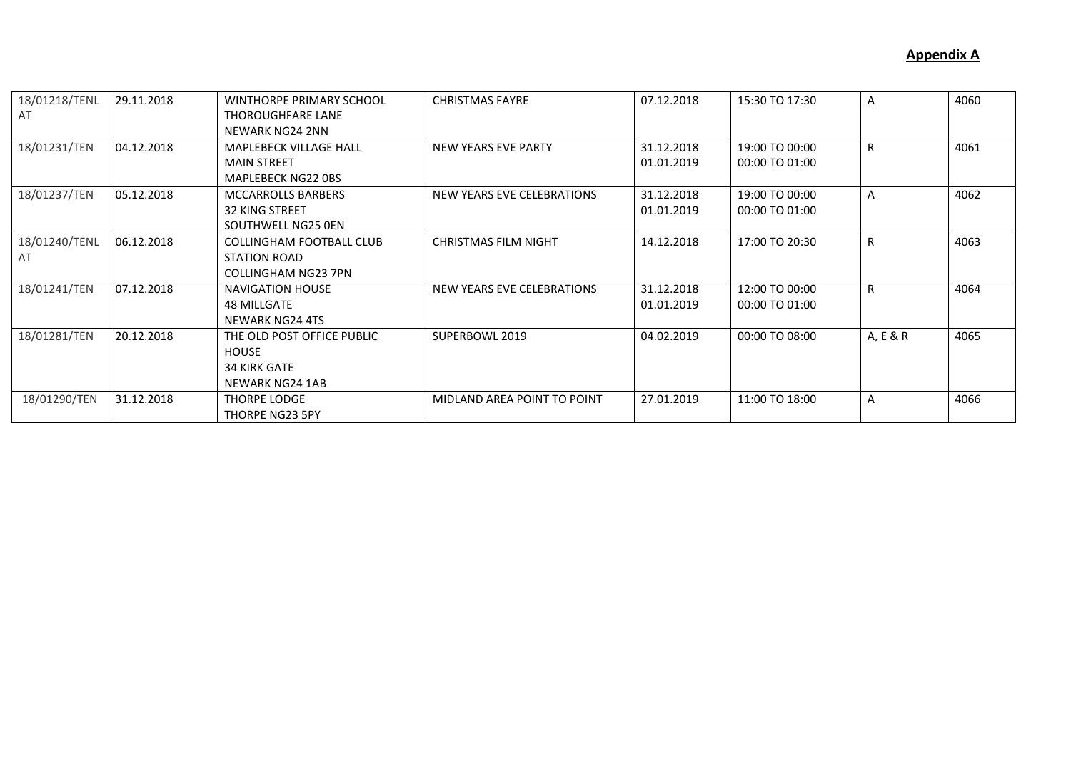**Appendix A**

| | | | | | | | |
|---|---|---|---|---|---|---|---|
| 18/01218/TENLAT | 29.11.2018 | WINTHORPE PRIMARY SCHOOL THOROUGHFARE LANE NEWARK NG24 2NN | CHRISTMAS FAYRE | 07.12.2018 | 15:30 TO 17:30 | A | 4060 |
| 18/01231/TEN | 04.12.2018 | MAPLEBECK VILLAGE HALL MAIN STREET MAPLEBECK NG22 0BS | NEW YEARS EVE PARTY | 31.12.2018 01.01.2019 | 19:00 TO 00:00 00:00 TO 01:00 | R | 4061 |
| 18/01237/TEN | 05.12.2018 | MCCARROLLS BARBERS 32 KING STREET SOUTHWELL NG25 0EN | NEW YEARS EVE CELEBRATIONS | 31.12.2018 01.01.2019 | 19:00 TO 00:00 00:00 TO 01:00 | A | 4062 |
| 18/01240/TENLAT | 06.12.2018 | COLLINGHAM FOOTBALL CLUB STATION ROAD COLLINGHAM NG23 7PN | CHRISTMAS FILM NIGHT | 14.12.2018 | 17:00 TO 20:30 | R | 4063 |
| 18/01241/TEN | 07.12.2018 | NAVIGATION HOUSE 48 MILLGATE NEWARK NG24 4TS | NEW YEARS EVE CELEBRATIONS | 31.12.2018 01.01.2019 | 12:00 TO 00:00 00:00 TO 01:00 | R | 4064 |
| 18/01281/TEN | 20.12.2018 | THE OLD POST OFFICE PUBLIC HOUSE 34 KIRK GATE NEWARK NG24 1AB | SUPERBOWL 2019 | 04.02.2019 | 00:00 TO 08:00 | A, E & R | 4065 |
| 18/01290/TEN | 31.12.2018 | THORPE LODGE THORPE NG23 5PY | MIDLAND AREA POINT TO POINT | 27.01.2019 | 11:00 TO 18:00 | A | 4066 |